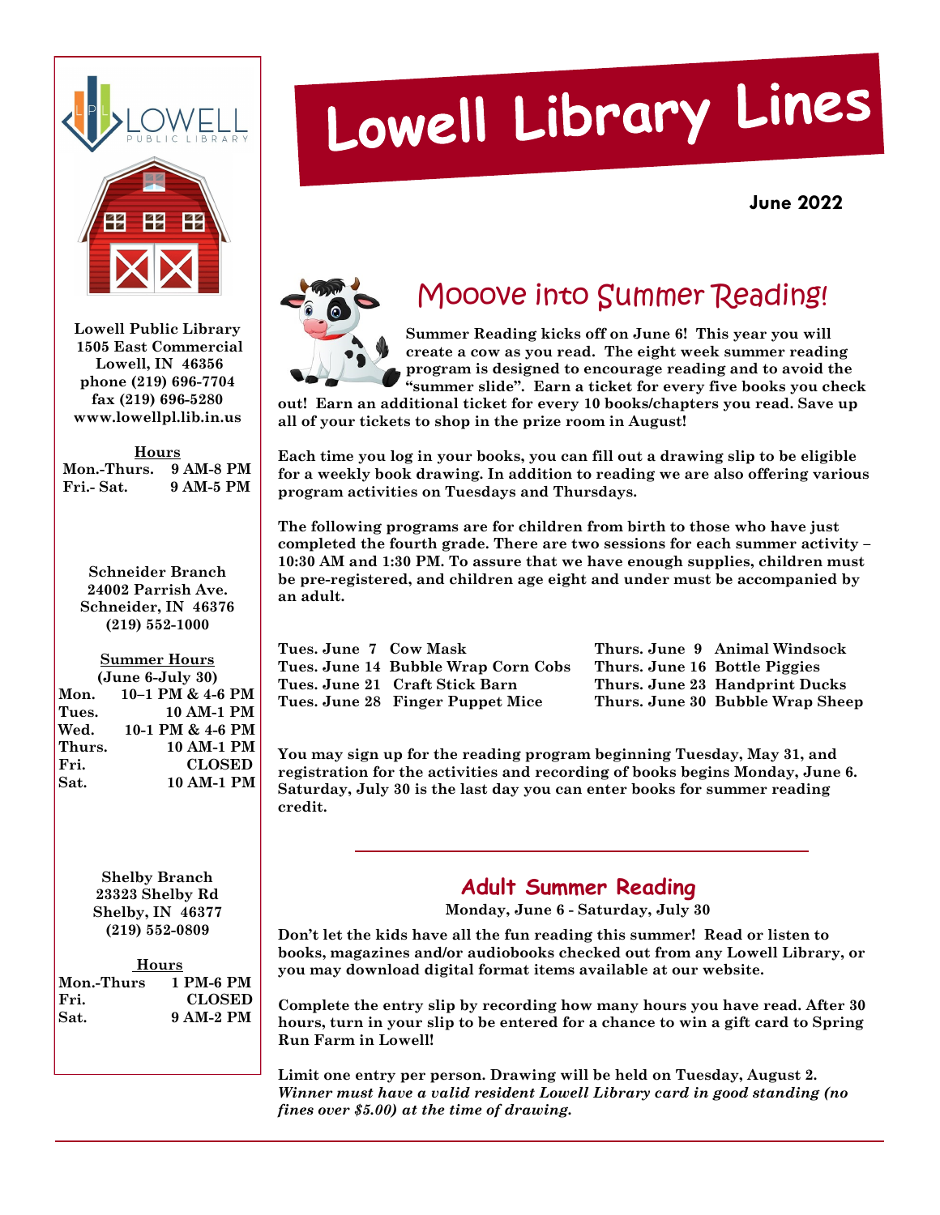# Lowell Library Lines

**June 2022**

## Mooove into Summer Reading!

**Summer Reading kicks off on June 6! This year you will create a cow as you read. The eight week summer reading program is designed to encourage reading and to avoid the "summer slide". Earn a ticket for every five books you check out! Earn an additional ticket for every 10 books/chapters you read. Save up all of your tickets to shop in the prize room in August!**

**Each time you log in your books, you can fill out a drawing slip to be eligible for a weekly book drawing. In addition to reading we are also offering various program activities on Tuesdays and Thursdays.**

**The following programs are for children from birth to those who have just completed the fourth grade. There are two sessions for each summer activity – 10:30 AM and 1:30 PM. To assure that we have enough supplies, children must be pre-registered, and children age eight and under must be accompanied by an adult.**

| | | | |
|---|---|---|---|
| **Tues. June 7** | **Cow Mask** | **Thurs. June 9** | **Animal Windsock** |
| **Tues. June 14** | **Bubble Wrap Corn Cobs** | **Thurs. June 16** | **Bottle Piggies** |
| **Tues. June 21** | **Craft Stick Barn** | **Thurs. June 23** | **Handprint Ducks** |
| **Tues. June 28** | **Finger Puppet Mice** | **Thurs. June 30** | **Bubble Wrap Sheep** |

**You may sign up for the reading program beginning Tuesday, May 31, and registration for the activities and recording of books begins Monday, June 6. Saturday, July 30 is the last day you can enter books for summer reading credit.**

---

## Adult Summer Reading

**Monday, June 6 - Saturday, July 30**

**Don't let the kids have all the fun reading this summer! Read or listen to books, magazines and/or audiobooks checked out from any Lowell Library, or you may download digital format items available at our website.**

**Complete the entry slip by recording how many hours you have read. After 30 hours, turn in your slip to be entered for a chance to win a gift card to Spring Run Farm in Lowell!**

**Limit one entry per person. Drawing will be held on Tuesday, August 2.** ***Winner must have a valid resident Lowell Library card in good standing (no fines over $5.00) at the time of drawing.***

---

LOWELL PUBLIC LIBRARY

**Lowell Public Library**
**1505 East Commercial**
**Lowell, IN 46356**
**phone (219) 696-7704**
**fax (219) 696-5280**
**www.lowellpl.lib.in.us**

**Hours**

| | |
|---|---|
| **Mon.-Thurs.** | **9 AM-8 PM** |
| **Fri.- Sat.** | **9 AM-5 PM** |

**Schneider Branch**
**24002 Parrish Ave.**
**Schneider, IN 46376**
**(219) 552-1000**

**Summer Hours**
**(June 6-July 30)**

| | |
|---|---|
| **Mon.** | **10–1 PM & 4-6 PM** |
| **Tues.** | **10 AM-1 PM** |
| **Wed.** | **10-1 PM & 4-6 PM** |
| **Thurs.** | **10 AM-1 PM** |
| **Fri.** | **CLOSED** |
| **Sat.** | **10 AM-1 PM** |

**Shelby Branch**
**23323 Shelby Rd**
**Shelby, IN 46377**
**(219) 552-0809**

**Hours**

| | |
|---|---|
| **Mon.-Thurs** | **1 PM-6 PM** |
| **Fri.** | **CLOSED** |
| **Sat.** | **9 AM-2 PM** |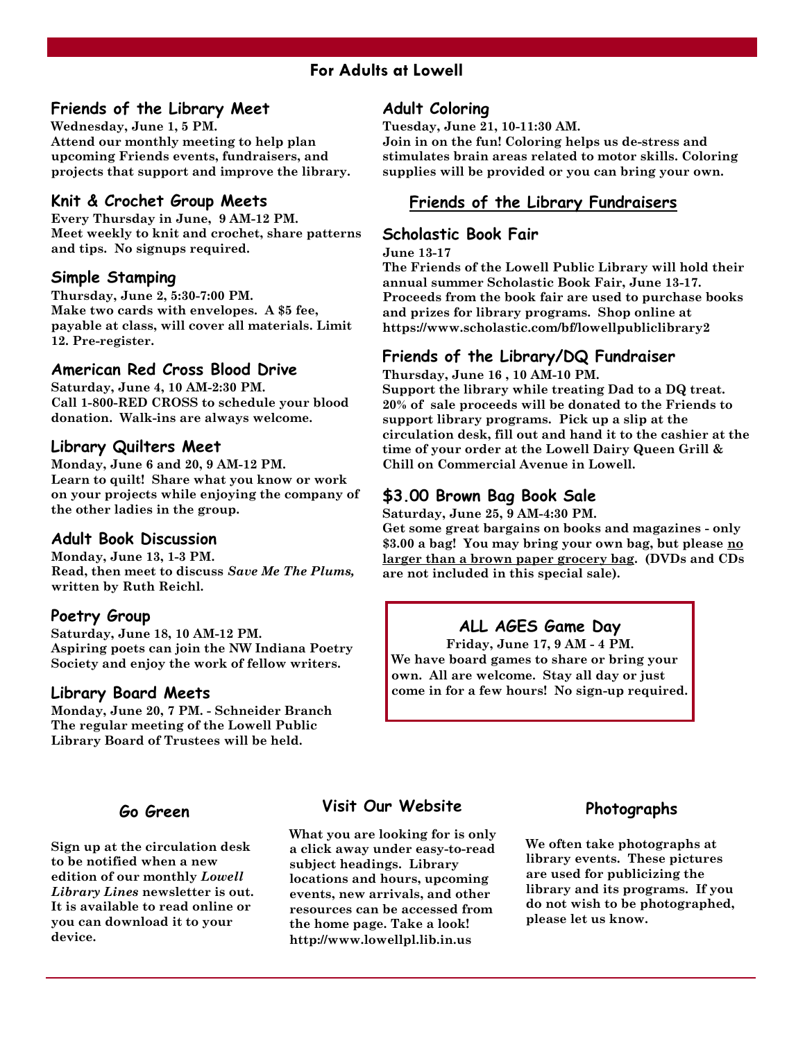## For Adults at Lowell

### Friends of the Library Meet

**Wednesday, June 1, 5 PM.**
**Attend our monthly meeting to help plan upcoming Friends events, fundraisers, and projects that support and improve the library.**

### Knit & Crochet Group Meets

**Every Thursday in June, 9 AM-12 PM.**
**Meet weekly to knit and crochet, share patterns and tips. No signups required.**

### Simple Stamping

**Thursday, June 2, 5:30-7:00 PM.**
**Make two cards with envelopes. A $5 fee, payable at class, will cover all materials. Limit 12. Pre-register.**

### American Red Cross Blood Drive

**Saturday, June 4, 10 AM-2:30 PM.**
**Call 1-800-RED CROSS to schedule your blood donation. Walk-ins are always welcome.**

### Library Quilters Meet

**Monday, June 6 and 20, 9 AM-12 PM.**
**Learn to quilt! Share what you know or work on your projects while enjoying the company of the other ladies in the group.**

### Adult Book Discussion

**Monday, June 13, 1-3 PM.**
**Read, then meet to discuss *Save Me The Plums,* written by Ruth Reichl.**

### Poetry Group

**Saturday, June 18, 10 AM-12 PM.**
**Aspiring poets can join the NW Indiana Poetry Society and enjoy the work of fellow writers.**

### Library Board Meets

**Monday, June 20, 7 PM. - Schneider Branch**
**The regular meeting of the Lowell Public Library Board of Trustees will be held.**

### Adult Coloring

**Tuesday, June 21, 10-11:30 AM.**
**Join in on the fun! Coloring helps us de-stress and stimulates brain areas related to motor skills. Coloring supplies will be provided or you can bring your own.**

## Friends of the Library Fundraisers

### Scholastic Book Fair

**June 13-17**
**The Friends of the Lowell Public Library will hold their annual summer Scholastic Book Fair, June 13-17. Proceeds from the book fair are used to purchase books and prizes for library programs. Shop online at https://www.scholastic.com/bf/lowellpubliclibrary2**

### Friends of the Library/DQ Fundraiser

**Thursday, June 16 , 10 AM-10 PM.**
**Support the library while treating Dad to a DQ treat. 20% of sale proceeds will be donated to the Friends to support library programs. Pick up a slip at the circulation desk, fill out and hand it to the cashier at the time of your order at the Lowell Dairy Queen Grill & Chill on Commercial Avenue in Lowell.**

### $3.00 Brown Bag Book Sale

**Saturday, June 25, 9 AM-4:30 PM.**
**Get some great bargains on books and magazines - only $3.00 a bag! You may bring your own bag, but please <u>no larger than a brown paper grocery bag</u>. (DVDs and CDs are not included in this special sale).**

### ALL AGES Game Day

**Friday, June 17, 9 AM - 4 PM.**
**We have board games to share or bring your own. All are welcome. Stay all day or just come in for a few hours! No sign-up required.**

### Go Green

**Sign up at the circulation desk to be notified when a new edition of our monthly *Lowell Library Lines* newsletter is out. It is available to read online or you can download it to your device.**

### Visit Our Website

**What you are looking for is only a click away under easy-to-read subject headings. Library locations and hours, upcoming events, new arrivals, and other resources can be accessed from the home page. Take a look! http://www.lowellpl.lib.in.us**

### Photographs

**We often take photographs at library events. These pictures are used for publicizing the library and its programs. If you do not wish to be photographed, please let us know.**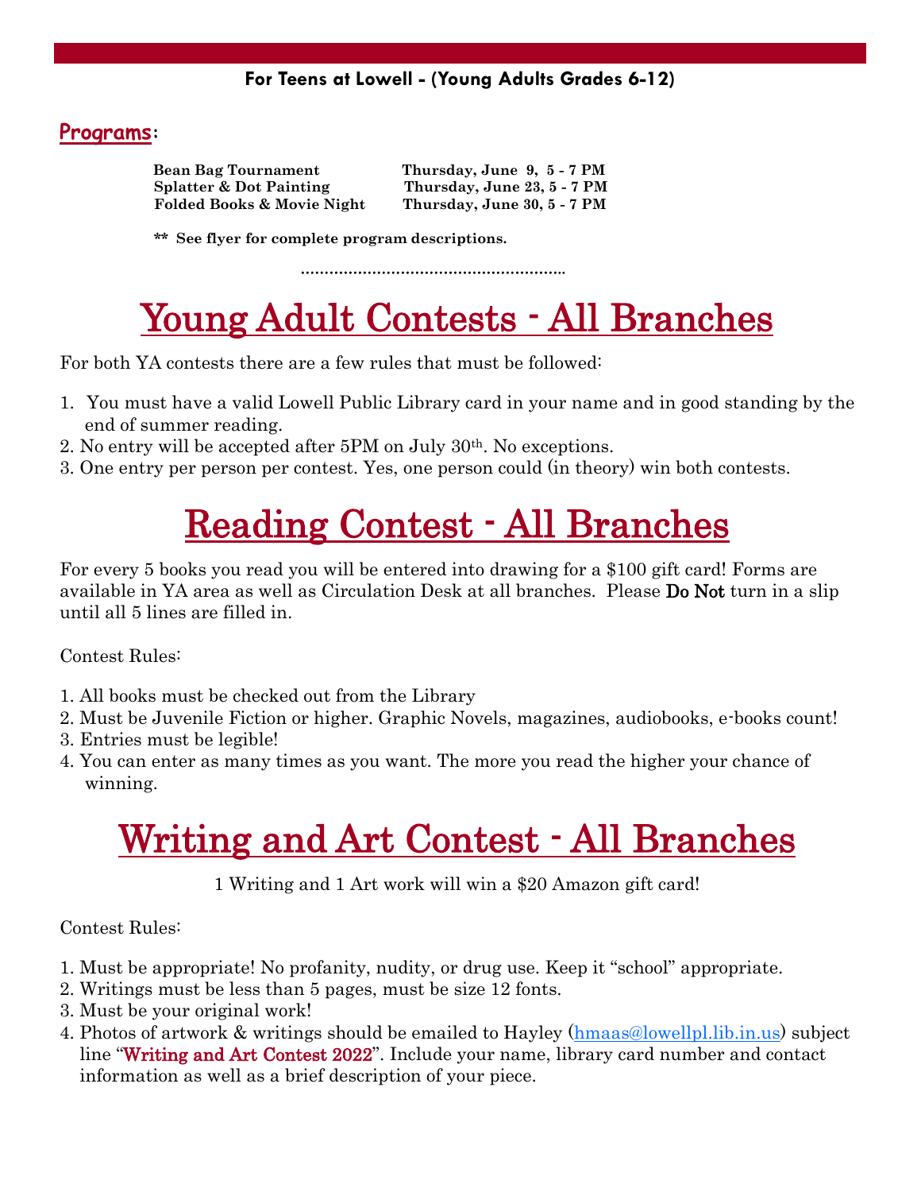**For Teens at Lowell - (Young Adults Grades 6-12)**

## Programs:

| | |
|---|---|
| **Bean Bag Tournament** | **Thursday, June 9, 5 - 7 PM** |
| **Splatter & Dot Painting** | **Thursday, June 23, 5 - 7 PM** |
| **Folded Books & Movie Night** | **Thursday, June 30, 5 - 7 PM** |

**\*\* See flyer for complete program descriptions.**

# Young Adult Contests - All Branches

For both YA contests there are a few rules that must be followed:

1. You must have a valid Lowell Public Library card in your name and in good standing by the end of summer reading.
2. No entry will be accepted after 5PM on July 30th. No exceptions.
3. One entry per person per contest. Yes, one person could (in theory) win both contests.

# Reading Contest - All Branches

For every 5 books you read you will be entered into drawing for a $100 gift card! Forms are available in YA area as well as Circulation Desk at all branches. Please **Do Not** turn in a slip until all 5 lines are filled in.

Contest Rules:

1. All books must be checked out from the Library
2. Must be Juvenile Fiction or higher. Graphic Novels, magazines, audiobooks, e-books count!
3. Entries must be legible!
4. You can enter as many times as you want. The more you read the higher your chance of winning.

# Writing and Art Contest - All Branches

1 Writing and 1 Art work will win a $20 Amazon gift card!

Contest Rules:

1. Must be appropriate! No profanity, nudity, or drug use. Keep it "school" appropriate.
2. Writings must be less than 5 pages, must be size 12 fonts.
3. Must be your original work!
4. Photos of artwork & writings should be emailed to Hayley (hmaas@lowellpl.lib.in.us) subject line "Writing and Art Contest 2022". Include your name, library card number and contact information as well as a brief description of your piece.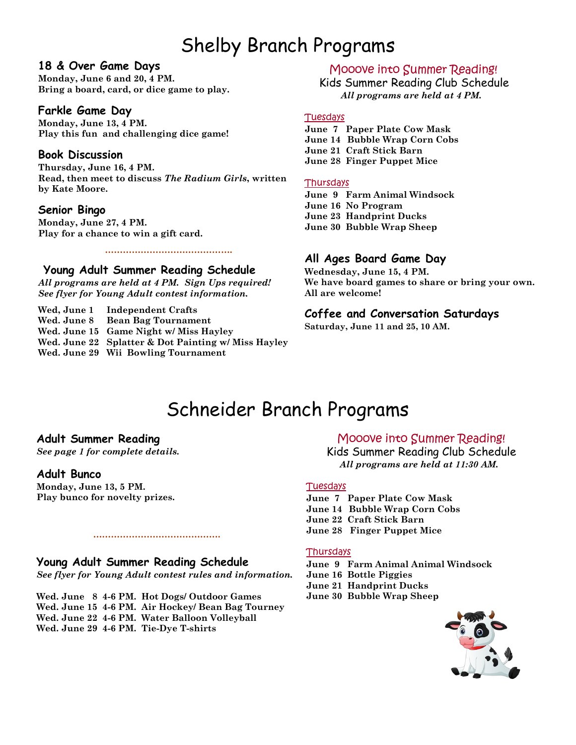# Shelby Branch Programs

## 18 & Over Game Days

**Monday, June 6 and 20, 4 PM.**
**Bring a board, card, or dice game to play.**

## Farkle Game Day

**Monday, June 13, 4 PM.**
**Play this fun and challenging dice game!**

## Book Discussion

**Thursday, June 16, 4 PM.**
**Read, then meet to discuss *The Radium Girls*, written by Kate Moore.**

## Senior Bingo

**Monday, June 27, 4 PM.**
**Play for a chance to win a gift card.**

## Young Adult Summer Reading Schedule

***All programs are held at 4 PM. Sign Ups required! See flyer for Young Adult contest information.***

**Wed, June 1 Independent Crafts**
**Wed. June 8 Bean Bag Tournament**
**Wed. June 15 Game Night w/ Miss Hayley**
**Wed. June 22 Splatter & Dot Painting w/ Miss Hayley**
**Wed. June 29 Wii Bowling Tournament**

## Mooove into Summer Reading!

### Kids Summer Reading Club Schedule

***All programs are held at 4 PM.***

Tuesdays

**June 7 Paper Plate Cow Mask**
**June 14 Bubble Wrap Corn Cobs**
**June 21 Craft Stick Barn**
**June 28 Finger Puppet Mice**

Thursdays

**June 9 Farm Animal Windsock**
**June 16 No Program**
**June 23 Handprint Ducks**
**June 30 Bubble Wrap Sheep**

## All Ages Board Game Day

**Wednesday, June 15, 4 PM.**
**We have board games to share or bring your own. All are welcome!**

## Coffee and Conversation Saturdays

**Saturday, June 11 and 25, 10 AM.**

# Schneider Branch Programs

## Adult Summer Reading

***See page 1 for complete details.***

## Adult Bunco

**Monday, June 13, 5 PM.**
**Play bunco for novelty prizes.**

## Young Adult Summer Reading Schedule

***See flyer for Young Adult contest rules and information.***

**Wed. June 8 4-6 PM. Hot Dogs/ Outdoor Games**
**Wed. June 15 4-6 PM. Air Hockey/ Bean Bag Tourney**
**Wed. June 22 4-6 PM. Water Balloon Volleyball**
**Wed. June 29 4-6 PM. Tie-Dye T-shirts**

## Mooove into Summer Reading!

### Kids Summer Reading Club Schedule

***All programs are held at 11:30 AM.***

Tuesdays

**June 7 Paper Plate Cow Mask**
**June 14 Bubble Wrap Corn Cobs**
**June 22 Craft Stick Barn**
**June 28 Finger Puppet Mice**

Thursdays

**June 9 Farm Animal Animal Windsock**
**June 16 Bottle Piggies**
**June 21 Handprint Ducks**
**June 30 Bubble Wrap Sheep**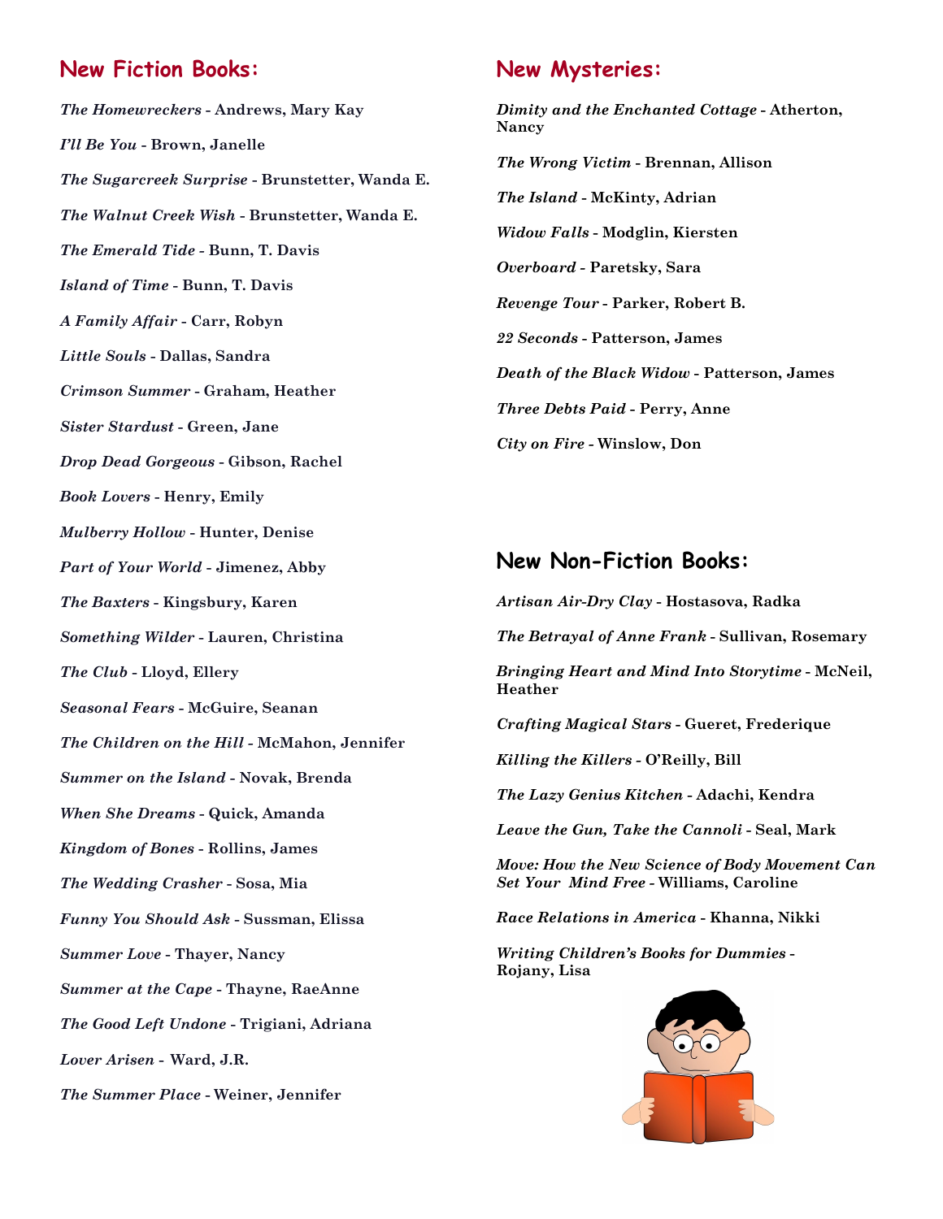## New Fiction Books:

*The Homewreckers* - Andrews, Mary Kay

*I'll Be You* - Brown, Janelle

*The Sugarcreek Surprise* - Brunstetter, Wanda E.

*The Walnut Creek Wish* - Brunstetter, Wanda E.

*The Emerald Tide* - Bunn, T. Davis

*Island of Time* - Bunn, T. Davis

*A Family Affair* - Carr, Robyn

*Little Souls* - Dallas, Sandra

*Crimson Summer* - Graham, Heather

*Sister Stardust* - Green, Jane

*Drop Dead Gorgeous* - Gibson, Rachel

*Book Lovers* - Henry, Emily

*Mulberry Hollow* - Hunter, Denise

*Part of Your World* - Jimenez, Abby

*The Baxters* - Kingsbury, Karen

*Something Wilder* - Lauren, Christina

*The Club* - Lloyd, Ellery

*Seasonal Fears* - McGuire, Seanan

*The Children on the Hill* - McMahon, Jennifer

*Summer on the Island* - Novak, Brenda

*When She Dreams* - Quick, Amanda

*Kingdom of Bones* - Rollins, James

*The Wedding Crasher* - Sosa, Mia

*Funny You Should Ask* - Sussman, Elissa

*Summer Love* - Thayer, Nancy

*Summer at the Cape* - Thayne, RaeAnne

*The Good Left Undone* - Trigiani, Adriana

*Lover Arisen* - Ward, J.R.

*The Summer Place* - Weiner, Jennifer

## New Mysteries:

*Dimity and the Enchanted Cottage* - Atherton, Nancy

*The Wrong Victim* - Brennan, Allison

*The Island* - McKinty, Adrian

*Widow Falls* - Modglin, Kiersten

*Overboard* - Paretsky, Sara

*Revenge Tour* - Parker, Robert B.

*22 Seconds* - Patterson, James

*Death of the Black Widow* - Patterson, James

*Three Debts Paid* - Perry, Anne

*City on Fire* - Winslow, Don

## New Non-Fiction Books:

*Artisan Air-Dry Clay* - Hostasova, Radka

*The Betrayal of Anne Frank* - Sullivan, Rosemary

*Bringing Heart and Mind Into Storytime* - McNeil, Heather

*Crafting Magical Stars* - Gueret, Frederique

*Killing the Killers* - O'Reilly, Bill

*The Lazy Genius Kitchen* - Adachi, Kendra

*Leave the Gun, Take the Cannoli* - Seal, Mark

*Move: How the New Science of Body Movement Can Set Your Mind Free* - Williams, Caroline

*Race Relations in America* - Khanna, Nikki

*Writing Children's Books for Dummies* - Rojany, Lisa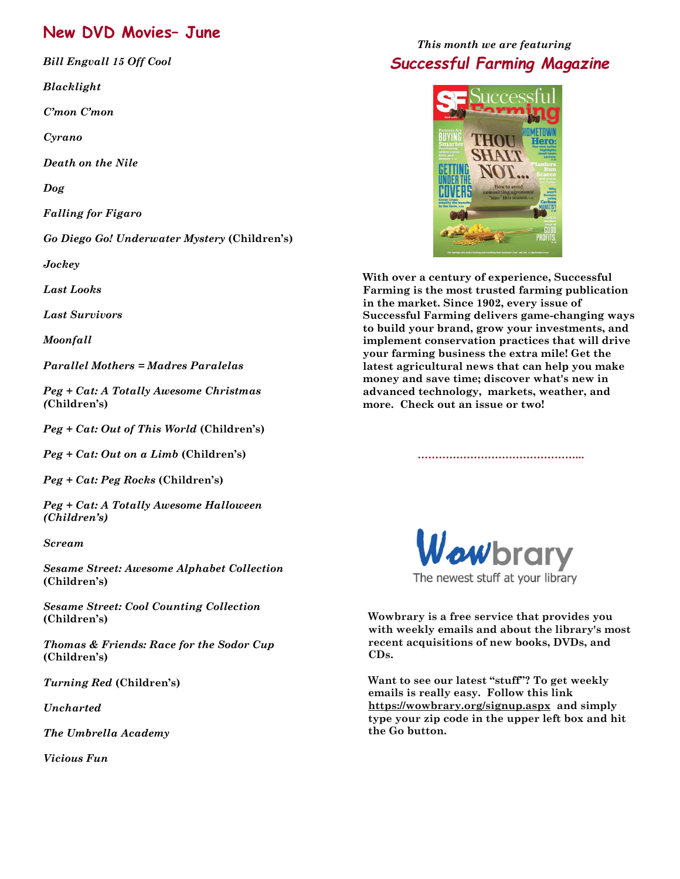## New DVD Movies– June

*Bill Engvall 15 Off Cool*

*Blacklight*

*C'mon C'mon*

*Cyrano*

*Death on the Nile*

*Dog*

*Falling for Figaro*

*Go Diego Go! Underwater Mystery* (Children's)

*Jockey*

*Last Looks*

*Last Survivors*

*Moonfall*

*Parallel Mothers = Madres Paralelas*

*Peg + Cat: A Totally Awesome Christmas* (Children's)

*Peg + Cat: Out of This World* (Children's)

*Peg + Cat: Out on a Limb* (Children's)

*Peg + Cat: Peg Rocks* (Children's)

*Peg + Cat: A Totally Awesome Halloween (Children's)*

*Scream*

*Sesame Street: Awesome Alphabet Collection* (Children's)

*Sesame Street: Cool Counting Collection* (Children's)

*Thomas & Friends: Race for the Sodor Cup* (Children's)

*Turning Red* (Children's)

*Uncharted*

*The Umbrella Academy*

*Vicious Fun*

*This month we are featuring*

## Successful Farming Magazine

**With over a century of experience, Successful Farming is the most trusted farming publication in the market. Since 1902, every issue of Successful Farming delivers game-changing ways to build your brand, grow your investments, and implement conservation practices that will drive your farming business the extra mile! Get the latest agricultural news that can help you make money and save time; discover what's new in advanced technology, markets, weather, and more. Check out an issue or two!**

…………………………………………..

Wowbrary
The newest stuff at your library

**Wowbrary is a free service that provides you with weekly emails and about the library's most recent acquisitions of new books, DVDs, and CDs.**

**Want to see our latest "stuff"? To get weekly emails is really easy. Follow this link https://wowbrary.org/signup.aspx and simply type your zip code in the upper left box and hit the Go button.**